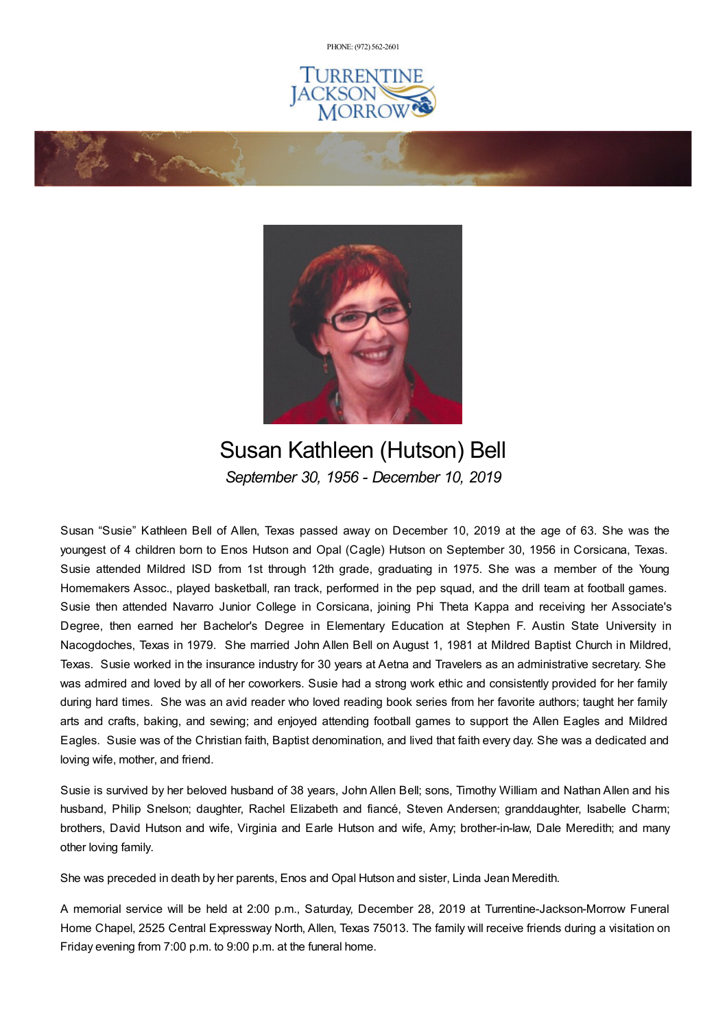PHONE: (972) 562-2601

TURRENTINE JACKSON MORROW

# Susan Kathleen (Hutson) Bell

*September 30, 1956 - December 10, 2019*

Susan “Susie” Kathleen Bell of Allen, Texas passed away on December 10, 2019 at the age of 63. She was the youngest of 4 children born to Enos Hutson and Opal (Cagle) Hutson on September 30, 1956 in Corsicana, Texas. Susie attended Mildred ISD from 1st through 12th grade, graduating in 1975. She was a member of the Young Homemakers Assoc., played basketball, ran track, performed in the pep squad, and the drill team at football games. Susie then attended Navarro Junior College in Corsicana, joining Phi Theta Kappa and receiving her Associate's Degree, then earned her Bachelor's Degree in Elementary Education at Stephen F. Austin State University in Nacogdoches, Texas in 1979. She married John Allen Bell on August 1, 1981 at Mildred Baptist Church in Mildred, Texas. Susie worked in the insurance industry for 30 years at Aetna and Travelers as an administrative secretary. She was admired and loved by all of her coworkers. Susie had a strong work ethic and consistently provided for her family during hard times. She was an avid reader who loved reading book series from her favorite authors; taught her family arts and crafts, baking, and sewing; and enjoyed attending football games to support the Allen Eagles and Mildred Eagles. Susie was of the Christian faith, Baptist denomination, and lived that faith every day. She was a dedicated and loving wife, mother, and friend.

Susie is survived by her beloved husband of 38 years, John Allen Bell; sons, Timothy William and Nathan Allen and his husband, Philip Snelson; daughter, Rachel Elizabeth and fiancé, Steven Andersen; granddaughter, Isabelle Charm; brothers, David Hutson and wife, Virginia and Earle Hutson and wife, Amy; brother-in-law, Dale Meredith; and many other loving family.

She was preceded in death by her parents, Enos and Opal Hutson and sister, Linda Jean Meredith.

A memorial service will be held at 2:00 p.m., Saturday, December 28, 2019 at Turrentine-Jackson-Morrow Funeral Home Chapel, 2525 Central Expressway North, Allen, Texas 75013. The family will receive friends during a visitation on Friday evening from 7:00 p.m. to 9:00 p.m. at the funeral home.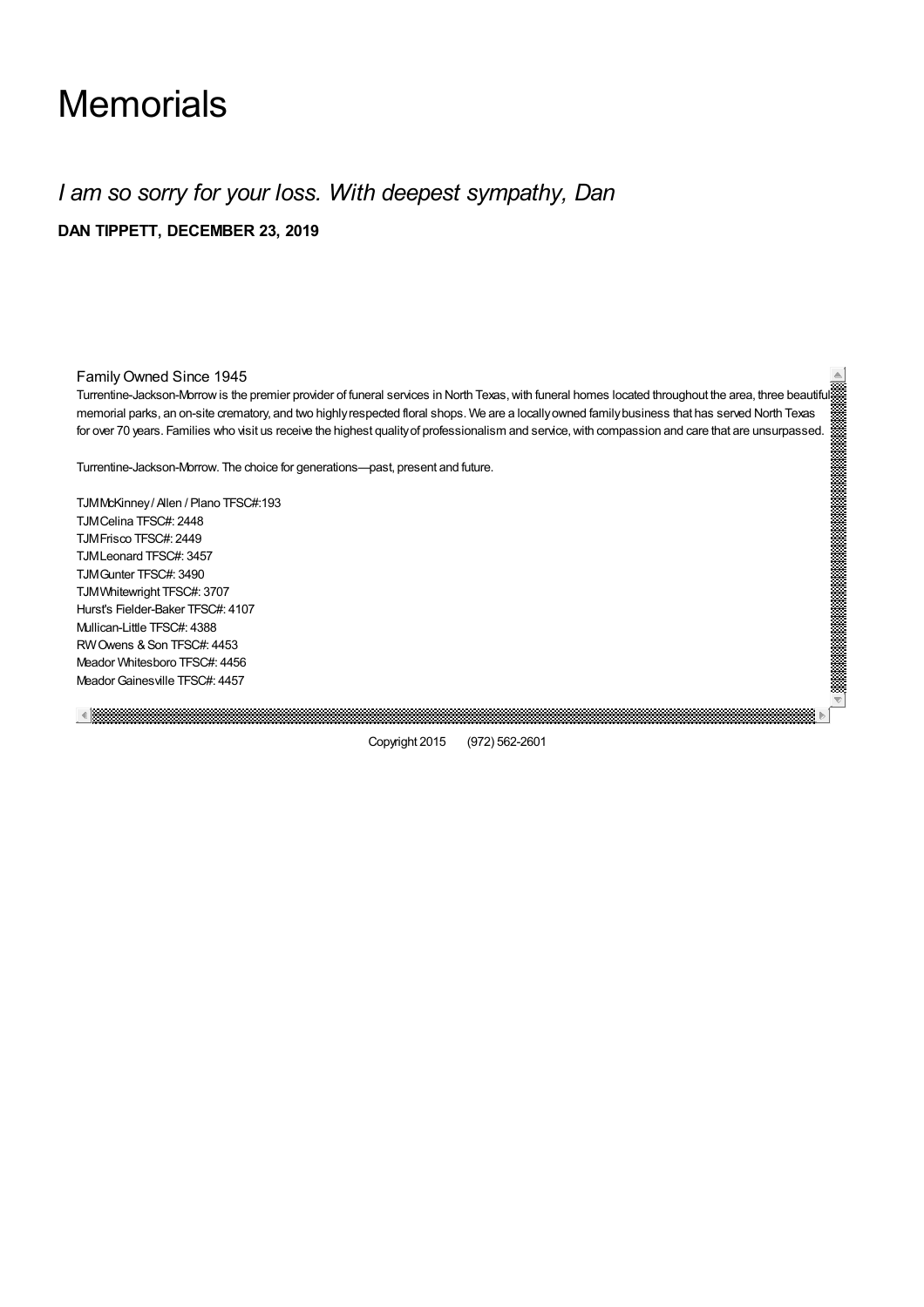# Memorials

*I am so sorry for your loss. With deepest sympathy, Dan*

**DAN TIPPETT, DECEMBER 23, 2019**

Family Owned Since 1945

Turrentine-Jackson-Morrow is the premier provider of funeral services in North Texas, with funeral homes located throughout the area, three beautiful memorial parks, an on-site crematory, and two highly respected floral shops. We are a locally owned family business that has served North Texas for over 70 years. Families who visit us receive the highest quality of professionalism and service, with compassion and care that are unsurpassed.

Turrentine-Jackson-Morrow. The choice for generations—past, present and future.

TJM McKinney / Allen / Plano TFSC#:193
TJM Celina TFSC#: 2448
TJM Frisco TFSC#: 2449
TJM Leonard TFSC#: 3457
TJM Gunter TFSC#: 3490
TJM Whitewright TFSC#: 3707
Hurst's Fielder-Baker TFSC#: 4107
Mullican-Little TFSC#: 4388
RW Owens & Son TFSC#: 4453
Meador Whitesboro TFSC#: 4456
Meador Gainesville TFSC#: 4457

Copyright 2015 (972) 562-2601